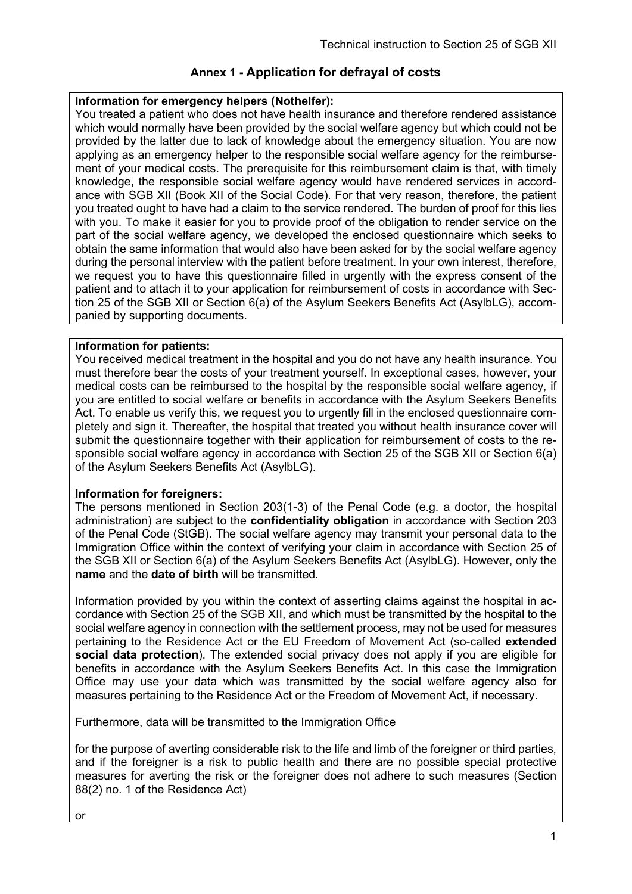## Annex 1 - Application for defrayal of costs

**Information for emergency helpers (Nothelfer):**
You treated a patient who does not have health insurance and therefore rendered assistance which would normally have been provided by the social welfare agency but which could not be provided by the latter due to lack of knowledge about the emergency situation. You are now applying as an emergency helper to the responsible social welfare agency for the reimbursement of your medical costs. The prerequisite for this reimbursement claim is that, with timely knowledge, the responsible social welfare agency would have rendered services in accordance with SGB XII (Book XII of the Social Code). For that very reason, therefore, the patient you treated ought to have had a claim to the service rendered. The burden of proof for this lies with you. To make it easier for you to provide proof of the obligation to render service on the part of the social welfare agency, we developed the enclosed questionnaire which seeks to obtain the same information that would also have been asked for by the social welfare agency during the personal interview with the patient before treatment. In your own interest, therefore, we request you to have this questionnaire filled in urgently with the express consent of the patient and to attach it to your application for reimbursement of costs in accordance with Section 25 of the SGB XII or Section 6(a) of the Asylum Seekers Benefits Act (AsylbLG), accompanied by supporting documents.

**Information for patients:**
You received medical treatment in the hospital and you do not have any health insurance. You must therefore bear the costs of your treatment yourself. In exceptional cases, however, your medical costs can be reimbursed to the hospital by the responsible social welfare agency, if you are entitled to social welfare or benefits in accordance with the Asylum Seekers Benefits Act. To enable us verify this, we request you to urgently fill in the enclosed questionnaire completely and sign it. Thereafter, the hospital that treated you without health insurance cover will submit the questionnaire together with their application for reimbursement of costs to the responsible social welfare agency in accordance with Section 25 of the SGB XII or Section 6(a) of the Asylum Seekers Benefits Act (AsylbLG).

**Information for foreigners:**
The persons mentioned in Section 203(1-3) of the Penal Code (e.g. a doctor, the hospital administration) are subject to the **confidentiality obligation** in accordance with Section 203 of the Penal Code (StGB). The social welfare agency may transmit your personal data to the Immigration Office within the context of verifying your claim in accordance with Section 25 of the SGB XII or Section 6(a) of the Asylum Seekers Benefits Act (AsylbLG). However, only the **name** and the **date of birth** will be transmitted.

Information provided by you within the context of asserting claims against the hospital in accordance with Section 25 of the SGB XII, and which must be transmitted by the hospital to the social welfare agency in connection with the settlement process, may not be used for measures pertaining to the Residence Act or the EU Freedom of Movement Act (so-called **extended social data protection**). The extended social privacy does not apply if you are eligible for benefits in accordance with the Asylum Seekers Benefits Act. In this case the Immigration Office may use your data which was transmitted by the social welfare agency also for measures pertaining to the Residence Act or the Freedom of Movement Act, if necessary.

Furthermore, data will be transmitted to the Immigration Office

for the purpose of averting considerable risk to the life and limb of the foreigner or third parties, and if the foreigner is a risk to public health and there are no possible special protective measures for averting the risk or the foreigner does not adhere to such measures (Section 88(2) no. 1 of the Residence Act)

or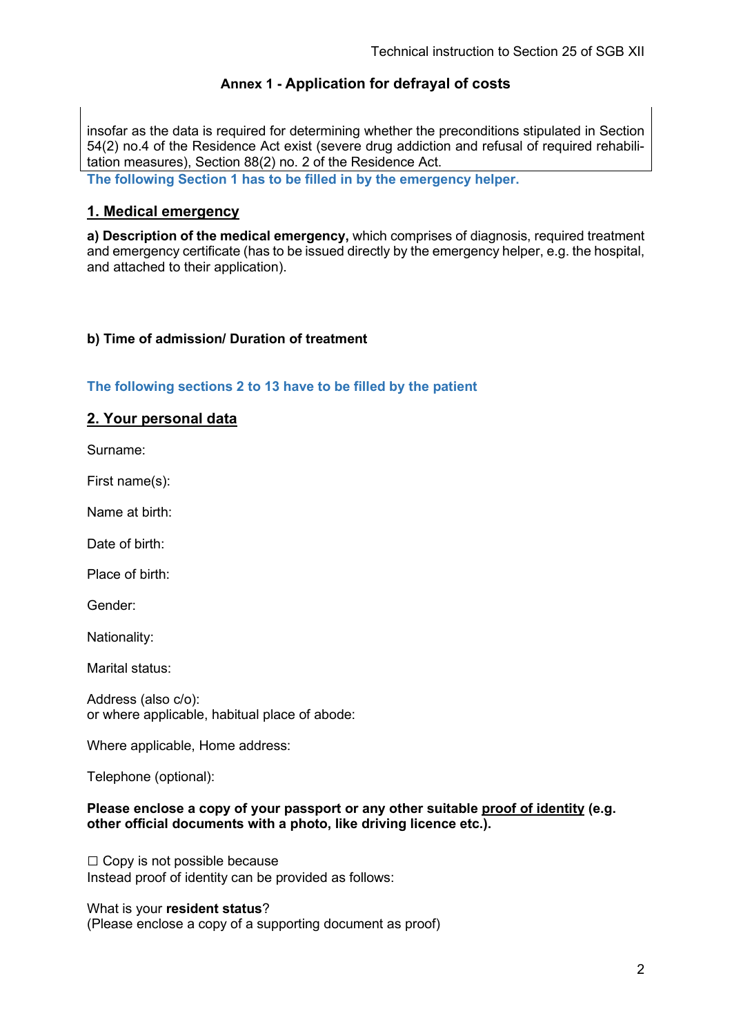## Annex 1 - Application for defrayal of costs

insofar as the data is required for determining whether the preconditions stipulated in Section 54(2) no.4 of the Residence Act exist (severe drug addiction and refusal of required rehabilitation measures), Section 88(2) no. 2 of the Residence Act.

**The following Section 1 has to be filled in by the emergency helper.**

## 1. Medical emergency

**a) Description of the medical emergency,** which comprises of diagnosis, required treatment and emergency certificate (has to be issued directly by the emergency helper, e.g. the hospital, and attached to their application).

**b) Time of admission/ Duration of treatment**

**The following sections 2 to 13 have to be filled by the patient**

## 2. Your personal data

Surname:

First name(s):

Name at birth:

Date of birth:

Place of birth:

Gender:

Nationality:

Marital status:

Address (also c/o):
or where applicable, habitual place of abode:

Where applicable, Home address:

Telephone (optional):

**Please enclose a copy of your passport or any other suitable proof of identity (e.g. other official documents with a photo, like driving licence etc.).**

☐ Copy is not possible because
Instead proof of identity can be provided as follows:

What is your **resident status**?
(Please enclose a copy of a supporting document as proof)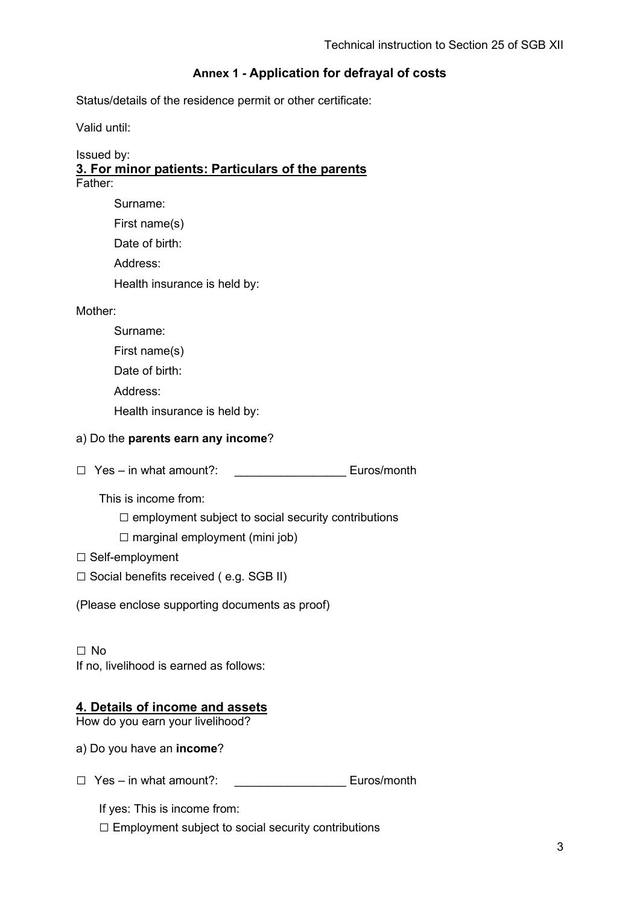**Annex 1 - Application for defrayal of costs**

Status/details of the residence permit or other certificate:

Valid until:

Issued by:

## 3. For minor patients: Particulars of the parents

Father:

Surname:

First name(s)

Date of birth:

Address:

Health insurance is held by:

Mother:

Surname:

First name(s)

Date of birth:

Address:

Health insurance is held by:

a) Do the **parents earn any income**?

☐ Yes – in what amount?: _________________ Euros/month

This is income from:

☐ employment subject to social security contributions

☐ marginal employment (mini job)

☐ Self-employment

☐ Social benefits received ( e.g. SGB II)

(Please enclose supporting documents as proof)

☐ No

If no, livelihood is earned as follows:

## 4. Details of income and assets

How do you earn your livelihood?

a) Do you have an **income**?

☐ Yes – in what amount?: _________________ Euros/month

If yes: This is income from:

☐ Employment subject to social security contributions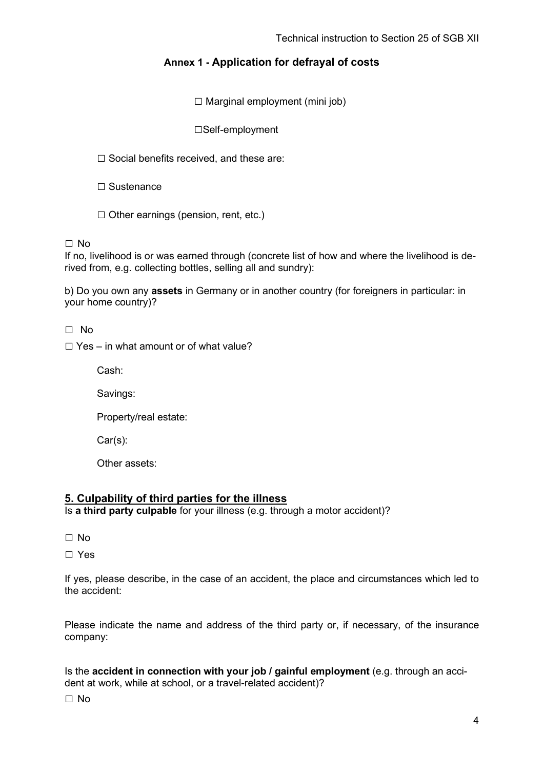## Annex 1 - Application for defrayal of costs

☐ Marginal employment (mini job)

☐Self-employment

☐ Social benefits received, and these are:

☐ Sustenance

☐ Other earnings (pension, rent, etc.)

☐ No

If no, livelihood is or was earned through (concrete list of how and where the livelihood is derived from, e.g. collecting bottles, selling all and sundry):

b) Do you own any **assets** in Germany or in another country (for foreigners in particular: in your home country)?

☐ No

☐ Yes – in what amount or of what value?

Cash:

Savings:

Property/real estate:

Car(s):

Other assets:

## 5. Culpability of third parties for the illness

Is **a third party culpable** for your illness (e.g. through a motor accident)?

☐ No

☐ Yes

If yes, please describe, in the case of an accident, the place and circumstances which led to the accident:

Please indicate the name and address of the third party or, if necessary, of the insurance company:

Is the **accident in connection with your job / gainful employment** (e.g. through an accident at work, while at school, or a travel-related accident)?

☐ No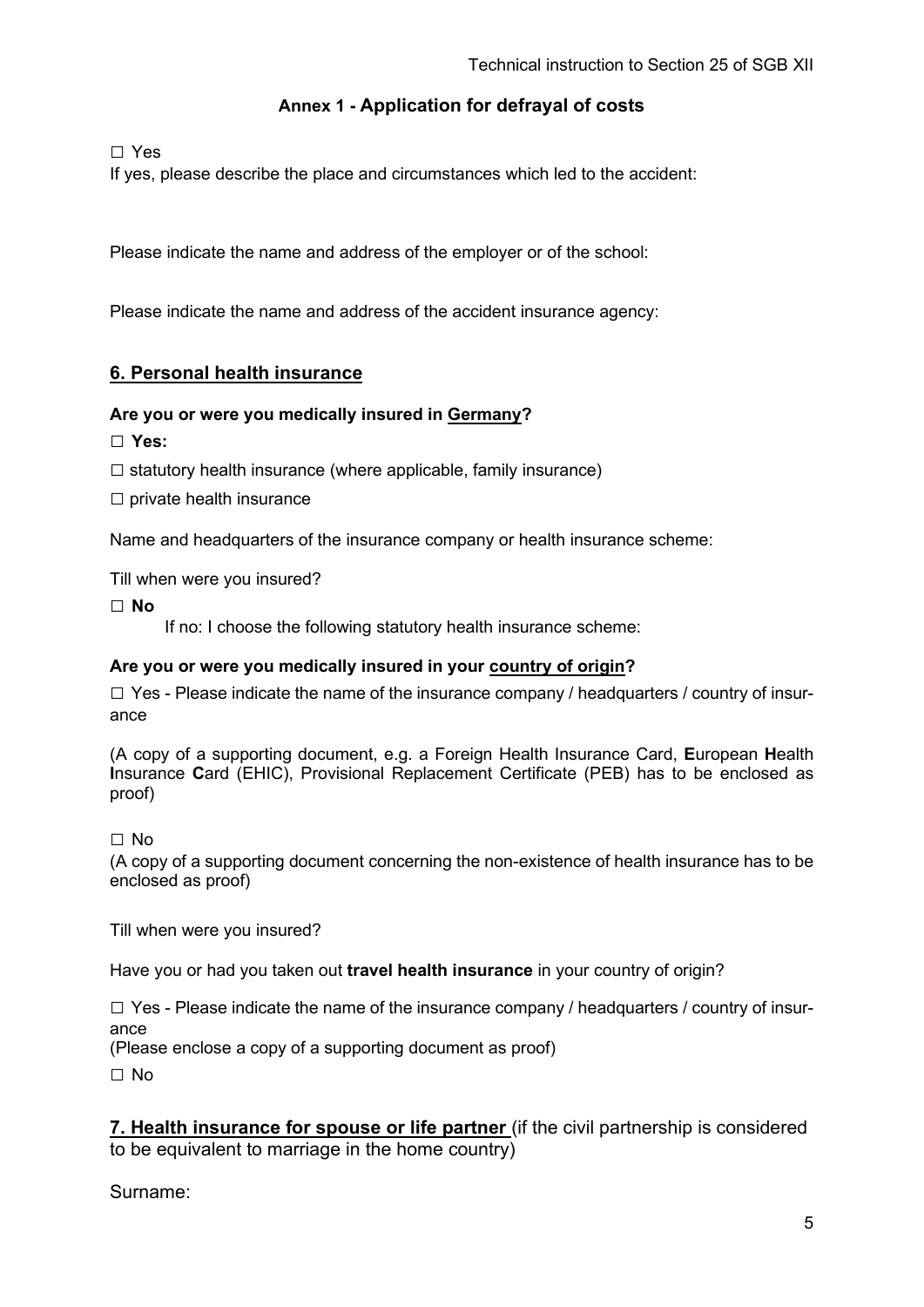**Annex 1 - Application for defrayal of costs**

☐ Yes

If yes, please describe the place and circumstances which led to the accident:

Please indicate the name and address of the employer or of the school:

Please indicate the name and address of the accident insurance agency:

## 6. Personal health insurance

**Are you or were you medically insured in Germany?**

☐ **Yes:**

☐ statutory health insurance (where applicable, family insurance)

☐ private health insurance

Name and headquarters of the insurance company or health insurance scheme:

Till when were you insured?

☐ **No**

If no: I choose the following statutory health insurance scheme:

**Are you or were you medically insured in your country of origin?**

☐ Yes - Please indicate the name of the insurance company / headquarters / country of insurance

(A copy of a supporting document, e.g. a Foreign Health Insurance Card, **E**uropean **H**ealth **I**nsurance **C**ard (EHIC), Provisional Replacement Certificate (PEB) has to be enclosed as proof)

☐ No

(A copy of a supporting document concerning the non-existence of health insurance has to be enclosed as proof)

Till when were you insured?

Have you or had you taken out **travel health insurance** in your country of origin?

☐ Yes - Please indicate the name of the insurance company / headquarters / country of insurance

(Please enclose a copy of a supporting document as proof)

☐ No

## 7. Health insurance for spouse or life partner (if the civil partnership is considered to be equivalent to marriage in the home country)

Surname: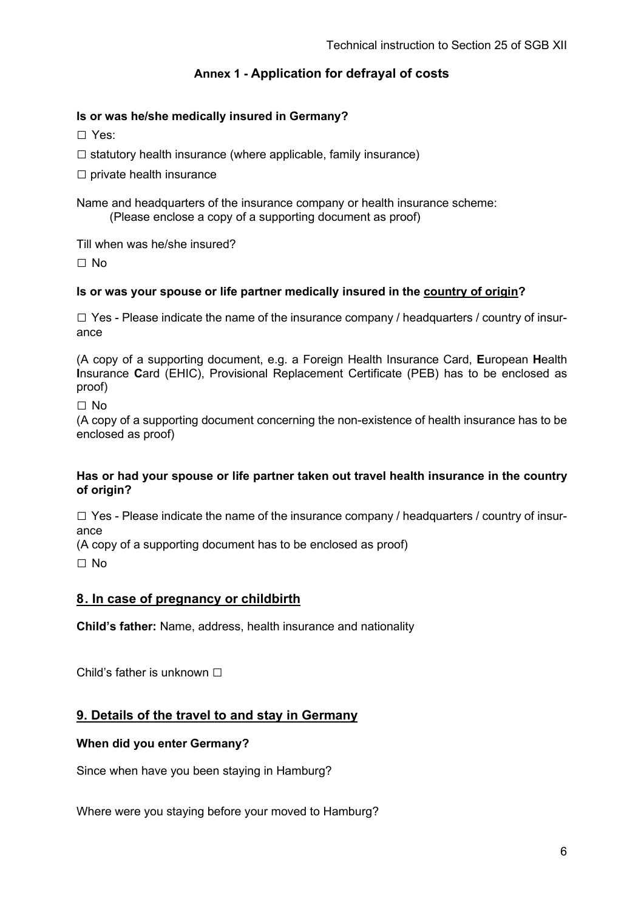## Annex 1 - Application for defrayal of costs

**Is or was he/she medically insured in Germany?**

☐ Yes:

☐ statutory health insurance (where applicable, family insurance)

☐ private health insurance

Name and headquarters of the insurance company or health insurance scheme:
(Please enclose a copy of a supporting document as proof)

Till when was he/she insured?

☐ No

**Is or was your spouse or life partner medically insured in the country of origin?**

☐ Yes - Please indicate the name of the insurance company / headquarters / country of insurance

(A copy of a supporting document, e.g. a Foreign Health Insurance Card, **E**uropean **H**ealth **I**nsurance **C**ard (EHIC), Provisional Replacement Certificate (PEB) has to be enclosed as proof)

☐ No
(A copy of a supporting document concerning the non-existence of health insurance has to be enclosed as proof)

**Has or had your spouse or life partner taken out travel health insurance in the country of origin?**

☐ Yes - Please indicate the name of the insurance company / headquarters / country of insurance
(A copy of a supporting document has to be enclosed as proof)

☐ No

## 8. In case of pregnancy or childbirth

**Child's father:** Name, address, health insurance and nationality

Child's father is unknown ☐

## 9. Details of the travel to and stay in Germany

**When did you enter Germany?**

Since when have you been staying in Hamburg?

Where were you staying before your moved to Hamburg?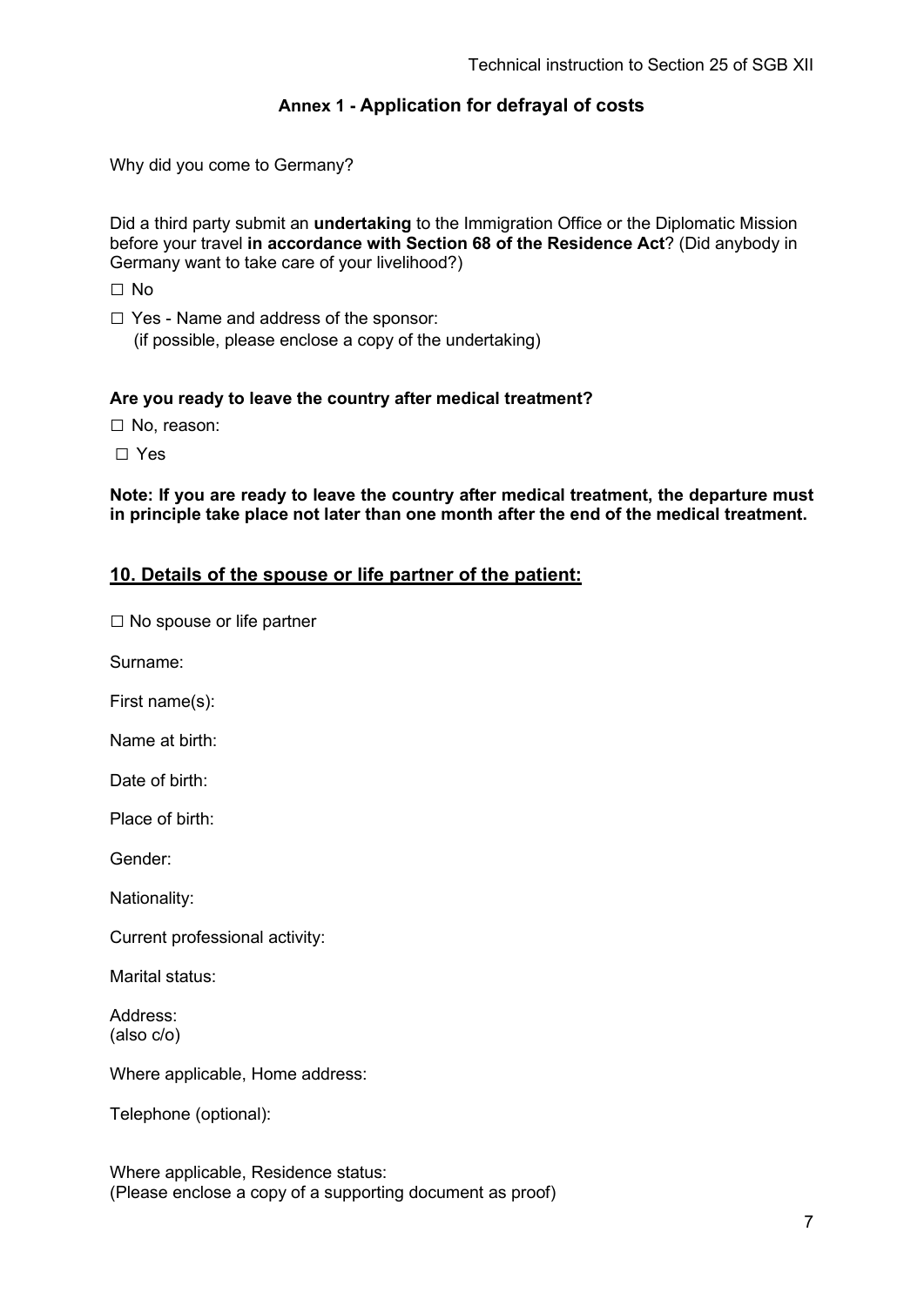## Annex 1 - Application for defrayal of costs

Why did you come to Germany?

Did a third party submit an **undertaking** to the Immigration Office or the Diplomatic Mission before your travel **in accordance with Section 68 of the Residence Act**? (Did anybody in Germany want to take care of your livelihood?)

☐ No

☐ Yes - Name and address of the sponsor:
(if possible, please enclose a copy of the undertaking)

**Are you ready to leave the country after medical treatment?**

☐ No, reason:

☐ Yes

**Note: If you are ready to leave the country after medical treatment, the departure must in principle take place not later than one month after the end of the medical treatment.**

## 10. Details of the spouse or life partner of the patient:

☐ No spouse or life partner

Surname:

First name(s):

Name at birth:

Date of birth:

Place of birth:

Gender:

Nationality:

Current professional activity:

Marital status:

Address:
(also c/o)

Where applicable, Home address:

Telephone (optional):

Where applicable, Residence status:
(Please enclose a copy of a supporting document as proof)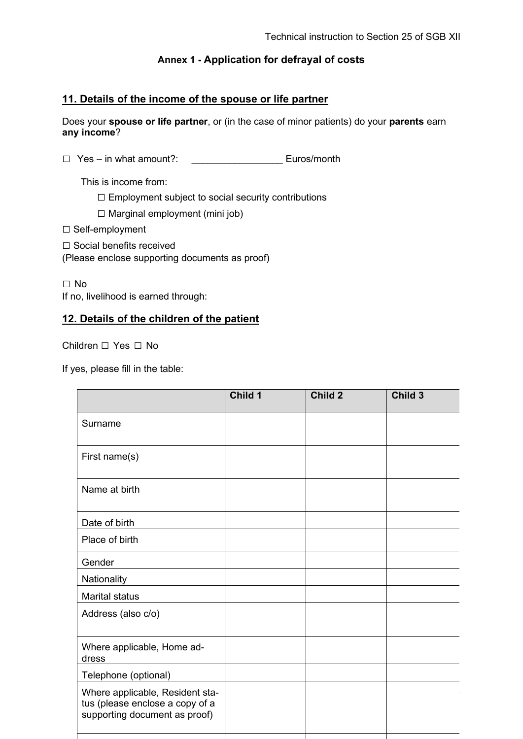**Annex 1 - Application for defrayal of costs**

## 11. Details of the income of the spouse or life partner

Does your **spouse or life partner**, or (in the case of minor patients) do your **parents** earn **any income**?

☐ Yes – in what amount?: _________________ Euros/month

This is income from:

☐ Employment subject to social security contributions

☐ Marginal employment (mini job)

☐ Self-employment

☐ Social benefits received
(Please enclose supporting documents as proof)

☐ No
If no, livelihood is earned through:

## 12. Details of the children of the patient

Children ☐ Yes ☐ No

If yes, please fill in the table:

| | Child 1 | Child 2 | Child 3 |
|---|---|---|---|
| Surname | | | |
| First name(s) | | | |
| Name at birth | | | |
| Date of birth | | | |
| Place of birth | | | |
| Gender | | | |
| Nationality | | | |
| Marital status | | | |
| Address (also c/o) | | | |
| Where applicable, Home address | | | |
| Telephone (optional) | | | |
| Where applicable, Resident status (please enclose a copy of a supporting document as proof) | | | |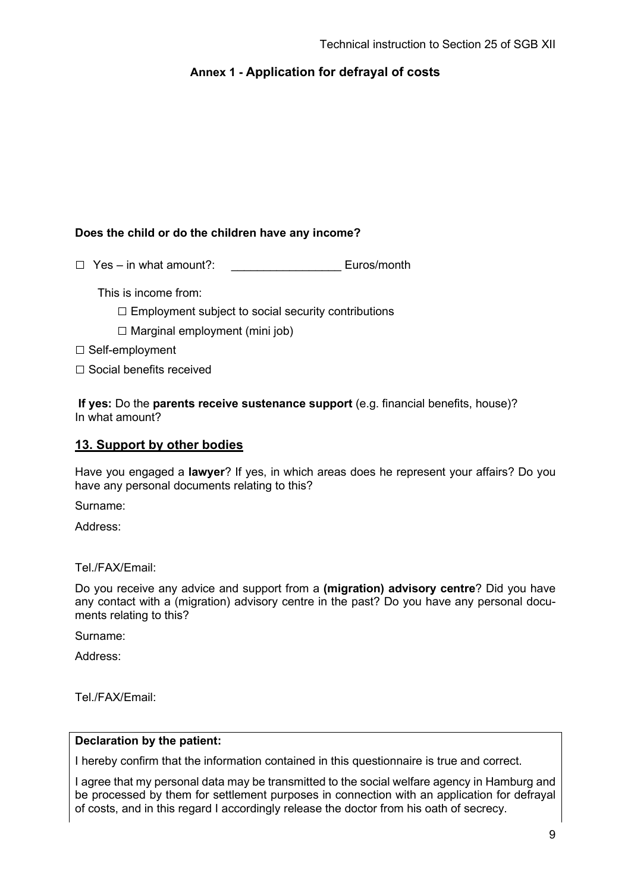## Annex 1 - Application for defrayal of costs

**Does the child or do the children have any income?**

☐ Yes – in what amount?: _________________ Euros/month

This is income from:

☐ Employment subject to social security contributions

☐ Marginal employment (mini job)

☐ Self-employment

☐ Social benefits received

**If yes:** Do the **parents receive sustenance support** (e.g. financial benefits, house)? In what amount?

## 13. Support by other bodies

Have you engaged a **lawyer**? If yes, in which areas does he represent your affairs? Do you have any personal documents relating to this?

Surname:

Address:

Tel./FAX/Email:

Do you receive any advice and support from a **(migration) advisory centre**? Did you have any contact with a (migration) advisory centre in the past? Do you have any personal documents relating to this?

Surname:

Address:

Tel./FAX/Email:

**Declaration by the patient:**

I hereby confirm that the information contained in this questionnaire is true and correct.

I agree that my personal data may be transmitted to the social welfare agency in Hamburg and be processed by them for settlement purposes in connection with an application for defrayal of costs, and in this regard I accordingly release the doctor from his oath of secrecy.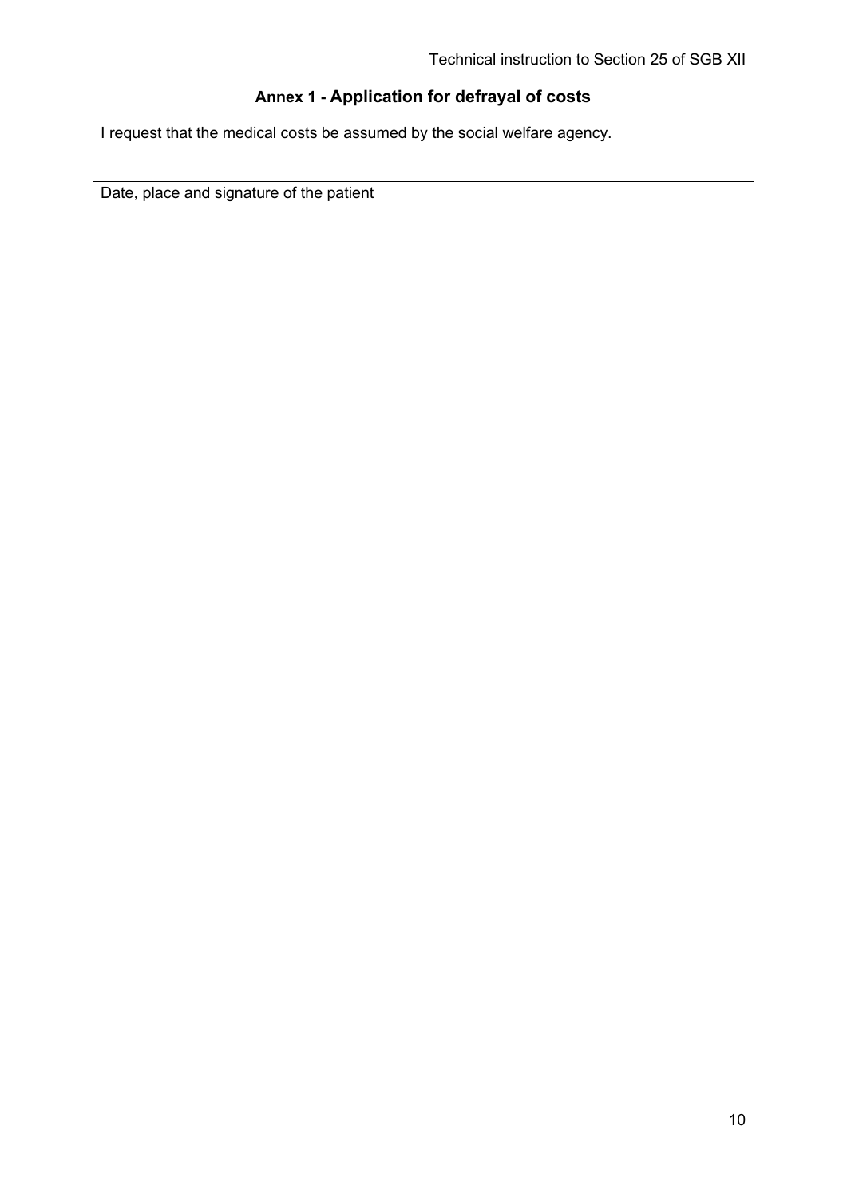## Annex 1 - Application for defrayal of costs

| |
|---|
| I request that the medical costs be assumed by the social welfare agency. |

| |
|---|
| Date, place and signature of the patient |